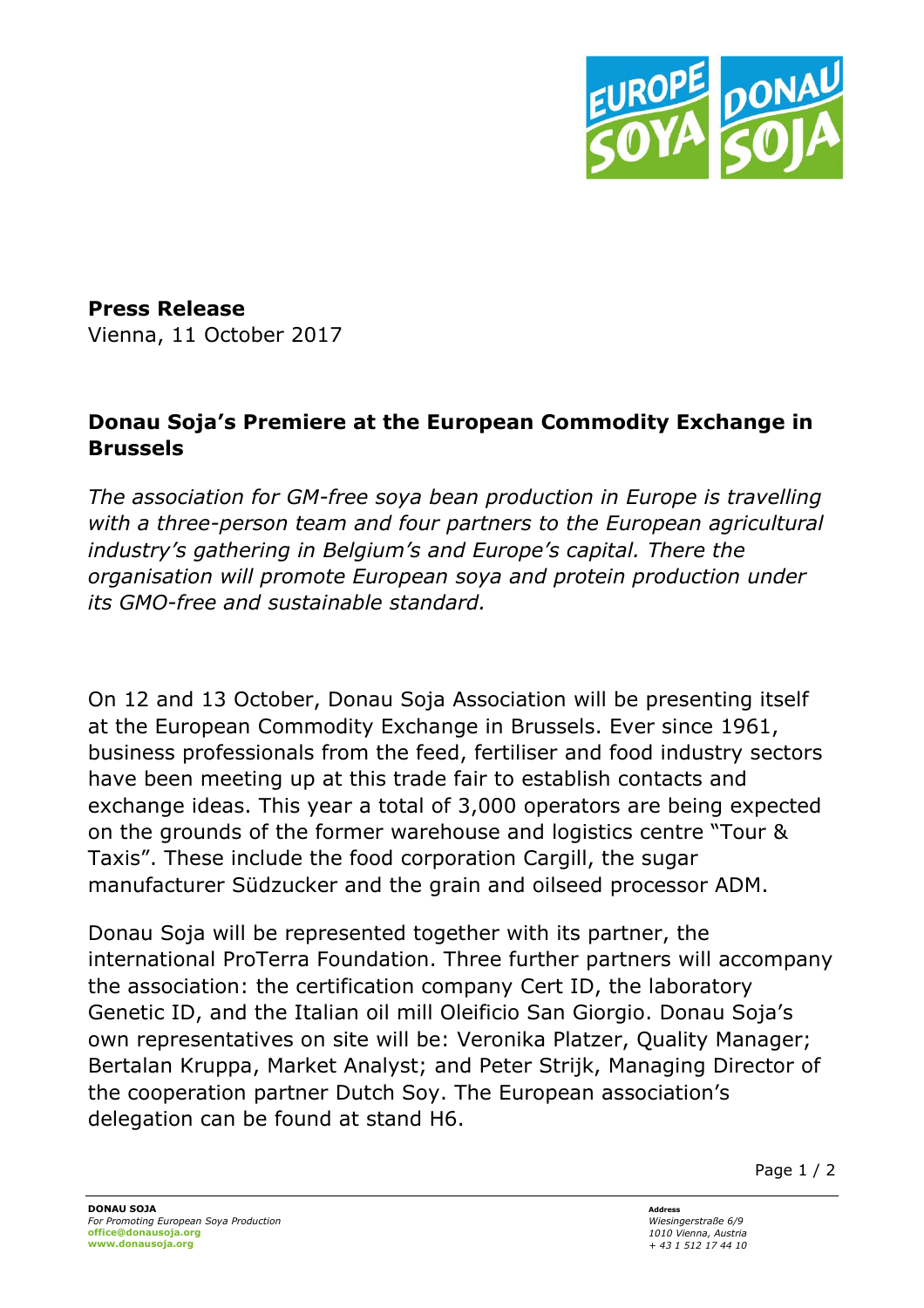**Press Release**
Vienna, 11 October 2017

# Donau Soja's Premiere at the European Commodity Exchange in Brussels

*The association for GM-free soya bean production in Europe is travelling with a three-person team and four partners to the European agricultural industry's gathering in Belgium's and Europe's capital. There the organisation will promote European soya and protein production under its GMO-free and sustainable standard.*

On 12 and 13 October, Donau Soja Association will be presenting itself at the European Commodity Exchange in Brussels. Ever since 1961, business professionals from the feed, fertiliser and food industry sectors have been meeting up at this trade fair to establish contacts and exchange ideas. This year a total of 3,000 operators are being expected on the grounds of the former warehouse and logistics centre "Tour & Taxis". These include the food corporation Cargill, the sugar manufacturer Südzucker and the grain and oilseed processor ADM.

Donau Soja will be represented together with its partner, the international ProTerra Foundation. Three further partners will accompany the association: the certification company Cert ID, the laboratory Genetic ID, and the Italian oil mill Oleificio San Giorgio. Donau Soja's own representatives on site will be: Veronika Platzer, Quality Manager; Bertalan Kruppa, Market Analyst; and Peter Strijk, Managing Director of the cooperation partner Dutch Soy. The European association's delegation can be found at stand H6.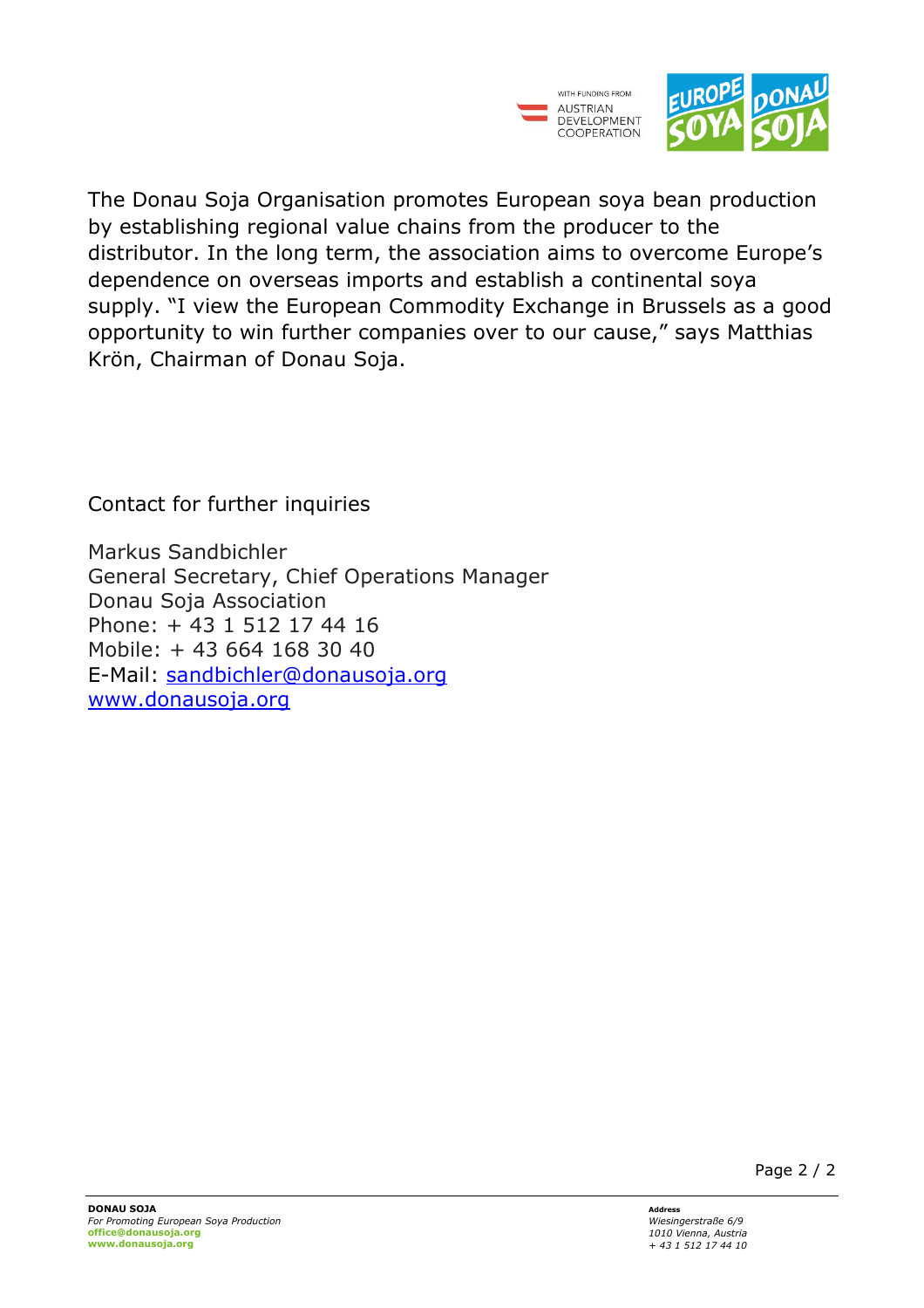The Donau Soja Organisation promotes European soya bean production by establishing regional value chains from the producer to the distributor. In the long term, the association aims to overcome Europe's dependence on overseas imports and establish a continental soya supply. "I view the European Commodity Exchange in Brussels as a good opportunity to win further companies over to our cause," says Matthias Krön, Chairman of Donau Soja.

Contact for further inquiries

Markus Sandbichler  
General Secretary, Chief Operations Manager  
Donau Soja Association  
Phone: + 43 1 512 17 44 16  
Mobile: + 43 664 168 30 40  
E-Mail: sandbichler@donausoja.org  
www.donausoja.org